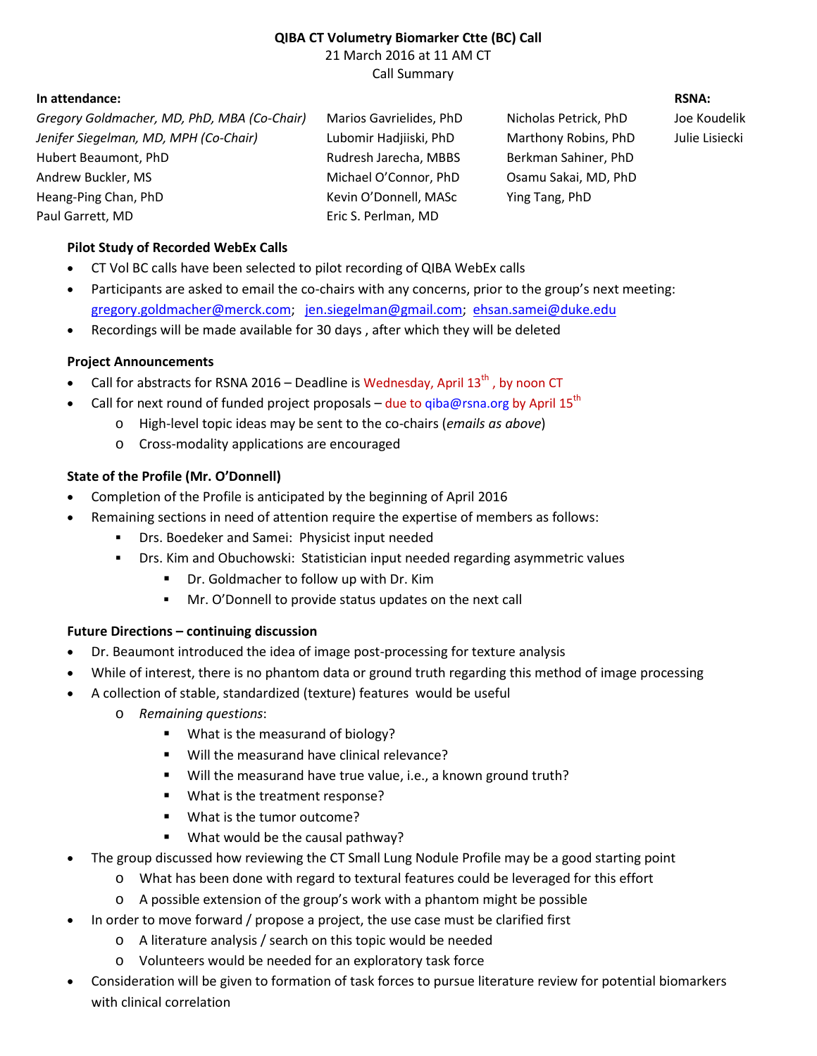**QIBA CT Volumetry Biomarker Ctte (BC) Call**
21 March 2016 at 11 AM CT
Call Summary

**In attendance:**

| | | | **RSNA:** |
|---|---|---|---|
| *Gregory Goldmacher, MD, PhD, MBA (Co-Chair)* | Marios Gavrielides, PhD | Nicholas Petrick, PhD | Joe Koudelik |
| *Jenifer Siegelman, MD, MPH (Co-Chair)* | Lubomir Hadjiiski, PhD | Marthony Robins, PhD | Julie Lisiecki |
| Hubert Beaumont, PhD | Rudresh Jarecha, MBBS | Berkman Sahiner, PhD | |
| Andrew Buckler, MS | Michael O'Connor, PhD | Osamu Sakai, MD, PhD | |
| Heang-Ping Chan, PhD | Kevin O'Donnell, MASc | Ying Tang, PhD | |
| Paul Garrett, MD | Eric S. Perlman, MD | | |

**Pilot Study of Recorded WebEx Calls**

- CT Vol BC calls have been selected to pilot recording of QIBA WebEx calls
- Participants are asked to email the co-chairs with any concerns, prior to the group's next meeting: gregory.goldmacher@merck.com; jen.siegelman@gmail.com; ehsan.samei@duke.edu
- Recordings will be made available for 30 days , after which they will be deleted

**Project Announcements**

- Call for abstracts for RSNA 2016 – Deadline is Wednesday, April 13th , by noon CT
- Call for next round of funded project proposals – due to qiba@rsna.org by April 15th
  - High-level topic ideas may be sent to the co-chairs (*emails as above*)
  - Cross-modality applications are encouraged

**State of the Profile (Mr. O'Donnell)**

- Completion of the Profile is anticipated by the beginning of April 2016
- Remaining sections in need of attention require the expertise of members as follows:
  - Drs. Boedeker and Samei: Physicist input needed
  - Drs. Kim and Obuchowski: Statistician input needed regarding asymmetric values
    - Dr. Goldmacher to follow up with Dr. Kim
    - Mr. O'Donnell to provide status updates on the next call

**Future Directions – continuing discussion**

- Dr. Beaumont introduced the idea of image post-processing for texture analysis
- While of interest, there is no phantom data or ground truth regarding this method of image processing
- A collection of stable, standardized (texture) features would be useful
  - *Remaining questions*:
    - What is the measurand of biology?
    - Will the measurand have clinical relevance?
    - Will the measurand have true value, i.e., a known ground truth?
    - What is the treatment response?
    - What is the tumor outcome?
    - What would be the causal pathway?
- The group discussed how reviewing the CT Small Lung Nodule Profile may be a good starting point
  - What has been done with regard to textural features could be leveraged for this effort
  - A possible extension of the group's work with a phantom might be possible
- In order to move forward / propose a project, the use case must be clarified first
  - A literature analysis / search on this topic would be needed
  - Volunteers would be needed for an exploratory task force
- Consideration will be given to formation of task forces to pursue literature review for potential biomarkers with clinical correlation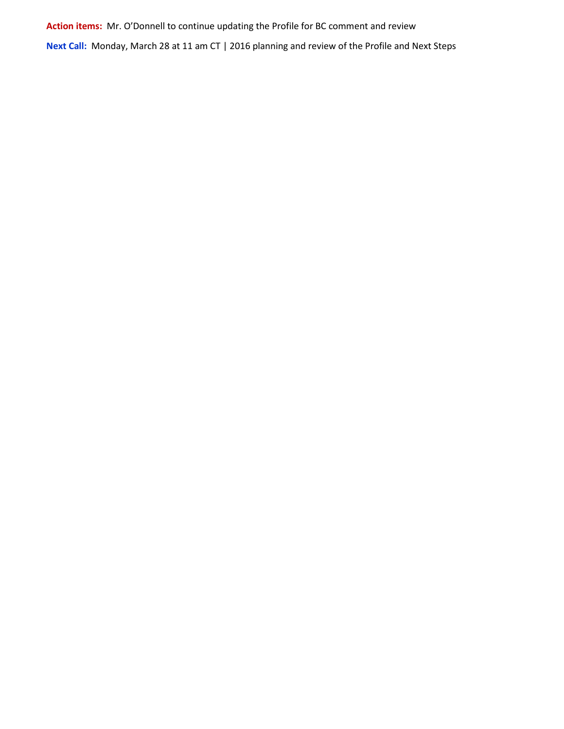**Action items:** Mr. O'Donnell to continue updating the Profile for BC comment and review

**Next Call:** Monday, March 28 at 11 am CT | 2016 planning and review of the Profile and Next Steps